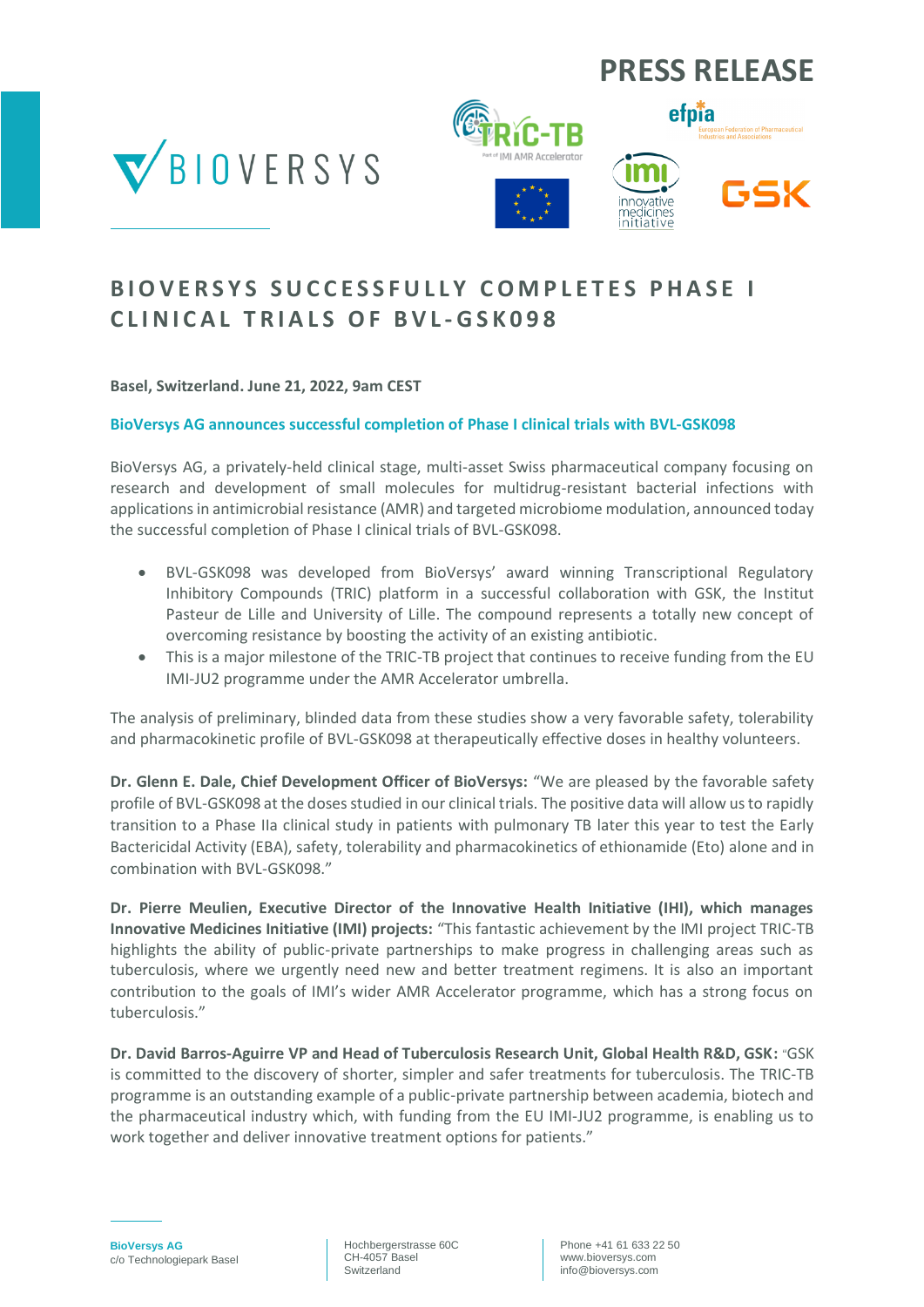PRESS RELEASE

# BIOVERSYS SUCCESSFULLY COMPLETES PHASE I CLINICAL TRIALS OF BVL-GSK098

**Basel, Switzerland. June 21, 2022, 9am CEST**

**BioVersys AG announces successful completion of Phase I clinical trials with BVL-GSK098**

BioVersys AG, a privately-held clinical stage, multi-asset Swiss pharmaceutical company focusing on research and development of small molecules for multidrug-resistant bacterial infections with applications in antimicrobial resistance (AMR) and targeted microbiome modulation, announced today the successful completion of Phase I clinical trials of BVL-GSK098.

- BVL-GSK098 was developed from BioVersys' award winning Transcriptional Regulatory Inhibitory Compounds (TRIC) platform in a successful collaboration with GSK, the Institut Pasteur de Lille and University of Lille. The compound represents a totally new concept of overcoming resistance by boosting the activity of an existing antibiotic.
- This is a major milestone of the TRIC-TB project that continues to receive funding from the EU IMI-JU2 programme under the AMR Accelerator umbrella.

The analysis of preliminary, blinded data from these studies show a very favorable safety, tolerability and pharmacokinetic profile of BVL-GSK098 at therapeutically effective doses in healthy volunteers.

**Dr. Glenn E. Dale, Chief Development Officer of BioVersys:** "We are pleased by the favorable safety profile of BVL-GSK098 at the doses studied in our clinical trials. The positive data will allow us to rapidly transition to a Phase IIa clinical study in patients with pulmonary TB later this year to test the Early Bactericidal Activity (EBA), safety, tolerability and pharmacokinetics of ethionamide (Eto) alone and in combination with BVL-GSK098."

**Dr. Pierre Meulien, Executive Director of the Innovative Health Initiative (IHI), which manages Innovative Medicines Initiative (IMI) projects:** "This fantastic achievement by the IMI project TRIC-TB highlights the ability of public-private partnerships to make progress in challenging areas such as tuberculosis, where we urgently need new and better treatment regimens. It is also an important contribution to the goals of IMI's wider AMR Accelerator programme, which has a strong focus on tuberculosis."

**Dr. David Barros-Aguirre VP and Head of Tuberculosis Research Unit, Global Health R&D, GSK:** "GSK is committed to the discovery of shorter, simpler and safer treatments for tuberculosis. The TRIC-TB programme is an outstanding example of a public-private partnership between academia, biotech and the pharmaceutical industry which, with funding from the EU IMI-JU2 programme, is enabling us to work together and deliver innovative treatment options for patients."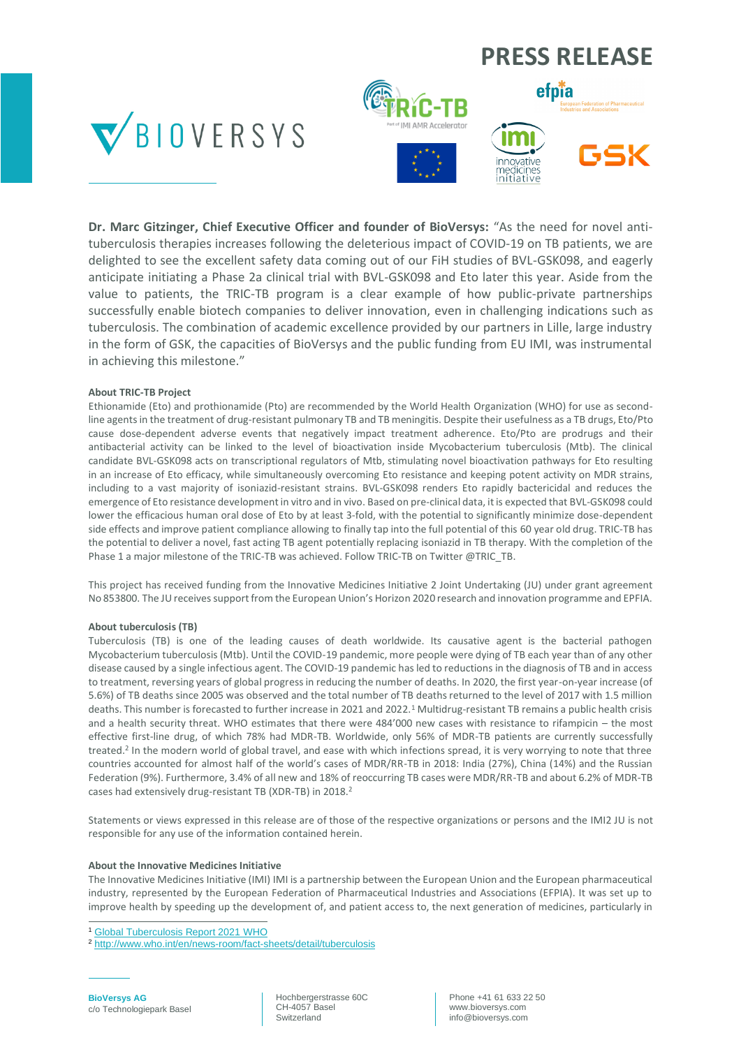**Dr. Marc Gitzinger, Chief Executive Officer and founder of BioVersys:** "As the need for novel anti-tuberculosis therapies increases following the deleterious impact of COVID-19 on TB patients, we are delighted to see the excellent safety data coming out of our FiH studies of BVL-GSK098, and eagerly anticipate initiating a Phase 2a clinical trial with BVL-GSK098 and Eto later this year. Aside from the value to patients, the TRIC-TB program is a clear example of how public-private partnerships successfully enable biotech companies to deliver innovation, even in challenging indications such as tuberculosis. The combination of academic excellence provided by our partners in Lille, large industry in the form of GSK, the capacities of BioVersys and the public funding from EU IMI, was instrumental in achieving this milestone."

**About TRIC-TB Project**

Ethionamide (Eto) and prothionamide (Pto) are recommended by the World Health Organization (WHO) for use as second-line agents in the treatment of drug-resistant pulmonary TB and TB meningitis. Despite their usefulness as a TB drugs, Eto/Pto cause dose-dependent adverse events that negatively impact treatment adherence. Eto/Pto are prodrugs and their antibacterial activity can be linked to the level of bioactivation inside Mycobacterium tuberculosis (Mtb). The clinical candidate BVL-GSK098 acts on transcriptional regulators of Mtb, stimulating novel bioactivation pathways for Eto resulting in an increase of Eto efficacy, while simultaneously overcoming Eto resistance and keeping potent activity on MDR strains, including to a vast majority of isoniazid-resistant strains. BVL-GSK098 renders Eto rapidly bactericidal and reduces the emergence of Eto resistance development in vitro and in vivo. Based on pre-clinical data, it is expected that BVL-GSK098 could lower the efficacious human oral dose of Eto by at least 3-fold, with the potential to significantly minimize dose-dependent side effects and improve patient compliance allowing to finally tap into the full potential of this 60 year old drug. TRIC-TB has the potential to deliver a novel, fast acting TB agent potentially replacing isoniazid in TB therapy. With the completion of the Phase 1 a major milestone of the TRIC-TB was achieved. Follow TRIC-TB on Twitter @TRIC_TB.

This project has received funding from the Innovative Medicines Initiative 2 Joint Undertaking (JU) under grant agreement No 853800. The JU receives support from the European Union's Horizon 2020 research and innovation programme and EPFIA.

**About tuberculosis (TB)**

Tuberculosis (TB) is one of the leading causes of death worldwide. Its causative agent is the bacterial pathogen Mycobacterium tuberculosis (Mtb). Until the COVID-19 pandemic, more people were dying of TB each year than of any other disease caused by a single infectious agent. The COVID-19 pandemic has led to reductions in the diagnosis of TB and in access to treatment, reversing years of global progress in reducing the number of deaths. In 2020, the first year-on-year increase (of 5.6%) of TB deaths since 2005 was observed and the total number of TB deaths returned to the level of 2017 with 1.5 million deaths. This number is forecasted to further increase in 2021 and 2022.[1] Multidrug-resistant TB remains a public health crisis and a health security threat. WHO estimates that there were 484'000 new cases with resistance to rifampicin – the most effective first-line drug, of which 78% had MDR-TB. Worldwide, only 56% of MDR-TB patients are currently successfully treated.[2] In the modern world of global travel, and ease with which infections spread, it is very worrying to note that three countries accounted for almost half of the world's cases of MDR/RR-TB in 2018: India (27%), China (14%) and the Russian Federation (9%). Furthermore, 3.4% of all new and 18% of reoccurring TB cases were MDR/RR-TB and about 6.2% of MDR-TB cases had extensively drug-resistant TB (XDR-TB) in 2018.[2]

Statements or views expressed in this release are of those of the respective organizations or persons and the IMI2 JU is not responsible for any use of the information contained herein.

**About the Innovative Medicines Initiative**

The Innovative Medicines Initiative (IMI) IMI is a partnership between the European Union and the European pharmaceutical industry, represented by the European Federation of Pharmaceutical Industries and Associations (EFPIA). It was set up to improve health by speeding up the development of, and patient access to, the next generation of medicines, particularly in

---

[1] Global Tuberculosis Report 2021 WHO

[2] http://www.who.int/en/news-room/fact-sheets/detail/tuberculosis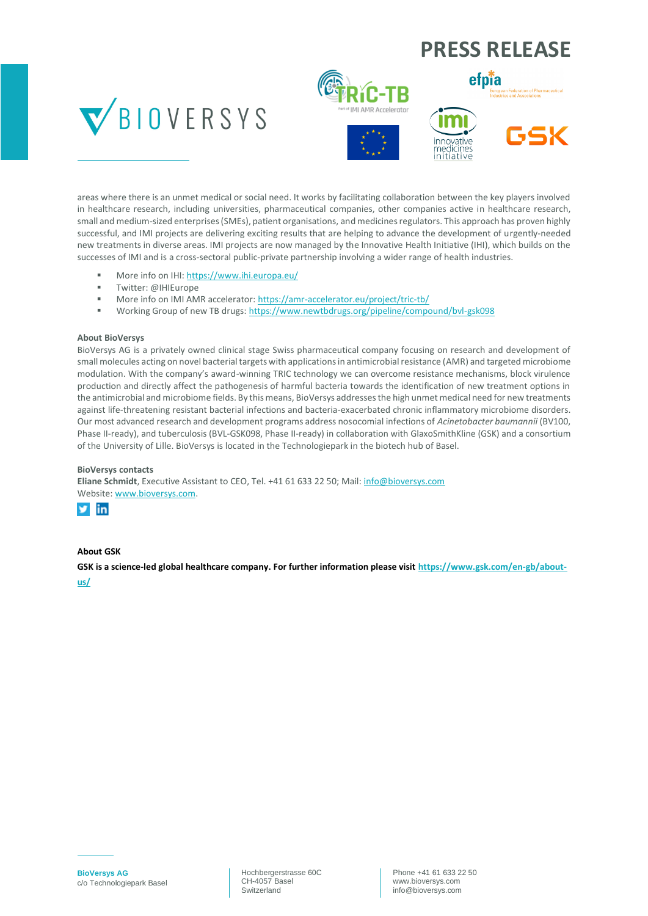areas where there is an unmet medical or social need. It works by facilitating collaboration between the key players involved in healthcare research, including universities, pharmaceutical companies, other companies active in healthcare research, small and medium-sized enterprises (SMEs), patient organisations, and medicines regulators. This approach has proven highly successful, and IMI projects are delivering exciting results that are helping to advance the development of urgently-needed new treatments in diverse areas. IMI projects are now managed by the Innovative Health Initiative (IHI), which builds on the successes of IMI and is a cross-sectoral public-private partnership involving a wider range of health industries.

- More info on IHI: https://www.ihi.europa.eu/
- Twitter: @IHIEurope
- More info on IMI AMR accelerator: https://amr-accelerator.eu/project/tric-tb/
- Working Group of new TB drugs: https://www.newtbdrugs.org/pipeline/compound/bvl-gsk098

**About BioVersys**

BioVersys AG is a privately owned clinical stage Swiss pharmaceutical company focusing on research and development of small molecules acting on novel bacterial targets with applications in antimicrobial resistance (AMR) and targeted microbiome modulation. With the company's award-winning TRIC technology we can overcome resistance mechanisms, block virulence production and directly affect the pathogenesis of harmful bacteria towards the identification of new treatment options in the antimicrobial and microbiome fields. By this means, BioVersys addresses the high unmet medical need for new treatments against life-threatening resistant bacterial infections and bacteria-exacerbated chronic inflammatory microbiome disorders. Our most advanced research and development programs address nosocomial infections of *Acinetobacter baumannii* (BV100, Phase II-ready), and tuberculosis (BVL-GSK098, Phase II-ready) in collaboration with GlaxoSmithKline (GSK) and a consortium of the University of Lille. BioVersys is located in the Technologiepark in the biotech hub of Basel.

**BioVersys contacts**

**Eliane Schmidt**, Executive Assistant to CEO, Tel. +41 61 633 22 50; Mail: info@bioversys.com
Website: www.bioversys.com.

**About GSK**

**GSK is a science-led global healthcare company. For further information please visit https://www.gsk.com/en-gb/about-us/**